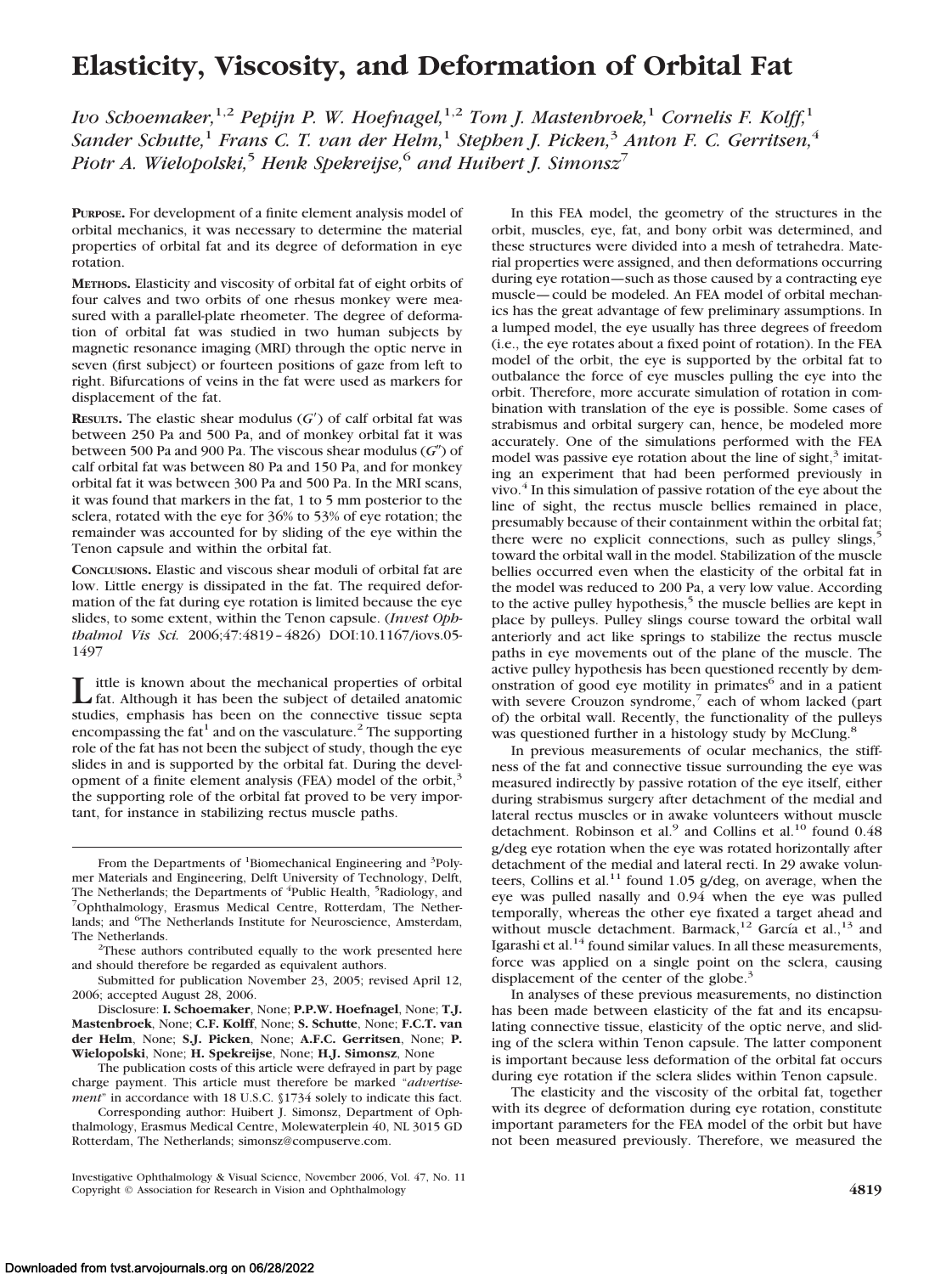# Elasticity, Viscosity, and Deformation of Orbital Fat

*Ivo Schoemaker,[1,2] Pepijn P. W. Hoefnagel,[1,2] Tom J. Mastenbroek,[1] Cornelis F. Kolff,[1] Sander Schutte,[1] Frans C. T. van der Helm,[1] Stephen J. Picken,[3] Anton F. C. Gerritsen,[4] Piotr A. Wielopolski,[5] Henk Spekreijse,[6] and Huibert J. Simonsz[7]*

**PURPOSE.** For development of a finite element analysis model of orbital mechanics, it was necessary to determine the material properties of orbital fat and its degree of deformation in eye rotation.

**METHODS.** Elasticity and viscosity of orbital fat of eight orbits of four calves and two orbits of one rhesus monkey were measured with a parallel-plate rheometer. The degree of deformation of orbital fat was studied in two human subjects by magnetic resonance imaging (MRI) through the optic nerve in seven (first subject) or fourteen positions of gaze from left to right. Bifurcations of veins in the fat were used as markers for displacement of the fat.

**RESULTS.** The elastic shear modulus ($G'$) of calf orbital fat was between 250 Pa and 500 Pa, and of monkey orbital fat it was between 500 Pa and 900 Pa. The viscous shear modulus ($G''$) of calf orbital fat was between 80 Pa and 150 Pa, and for monkey orbital fat it was between 300 Pa and 500 Pa. In the MRI scans, it was found that markers in the fat, 1 to 5 mm posterior to the sclera, rotated with the eye for 36% to 53% of eye rotation; the remainder was accounted for by sliding of the eye within the Tenon capsule and within the orbital fat.

**CONCLUSIONS.** Elastic and viscous shear moduli of orbital fat are low. Little energy is dissipated in the fat. The required deformation of the fat during eye rotation is limited because the eye slides, to some extent, within the Tenon capsule. (*Invest Ophthalmol Vis Sci.* 2006;47:4819–4826) DOI:10.1167/iovs.05-1497

Little is known about the mechanical properties of orbital fat. Although it has been the subject of detailed anatomic studies, emphasis has been on the connective tissue septa encompassing the fat[1] and on the vasculature.[2] The supporting role of the fat has not been the subject of study, though the eye slides in and is supported by the orbital fat. During the development of a finite element analysis (FEA) model of the orbit,[3] the supporting role of the orbital fat proved to be very important, for instance in stabilizing rectus muscle paths.

In this FEA model, the geometry of the structures in the orbit, muscles, eye, fat, and bony orbit was determined, and these structures were divided into a mesh of tetrahedra. Material properties were assigned, and then deformations occurring during eye rotation—such as those caused by a contracting eye muscle—could be modeled. An FEA model of orbital mechanics has the great advantage of few preliminary assumptions. In a lumped model, the eye usually has three degrees of freedom (i.e., the eye rotates about a fixed point of rotation). In the FEA model of the orbit, the eye is supported by the orbital fat to outbalance the force of eye muscles pulling the eye into the orbit. Therefore, more accurate simulation of rotation in combination with translation of the eye is possible. Some cases of strabismus and orbital surgery can, hence, be modeled more accurately. One of the simulations performed with the FEA model was passive eye rotation about the line of sight,[3] imitating an experiment that had been performed previously in vivo.[4] In this simulation of passive rotation of the eye about the line of sight, the rectus muscle bellies remained in place, presumably because of their containment within the orbital fat; there were no explicit connections, such as pulley slings,[5] toward the orbital wall in the model. Stabilization of the muscle bellies occurred even when the elasticity of the orbital fat in the model was reduced to 200 Pa, a very low value. According to the active pulley hypothesis,[5] the muscle bellies are kept in place by pulleys. Pulley slings course toward the orbital wall anteriorly and act like springs to stabilize the rectus muscle paths in eye movements out of the plane of the muscle. The active pulley hypothesis has been questioned recently by demonstration of good eye motility in primates[6] and in a patient with severe Crouzon syndrome,[7] each of whom lacked (part of) the orbital wall. Recently, the functionality of the pulleys was questioned further in a histology study by McClung.[8]

In previous measurements of ocular mechanics, the stiffness of the fat and connective tissue surrounding the eye was measured indirectly by passive rotation of the eye itself, either during strabismus surgery after detachment of the medial and lateral rectus muscles or in awake volunteers without muscle detachment. Robinson et al.[9] and Collins et al.[10] found 0.48 g/deg eye rotation when the eye was rotated horizontally after detachment of the medial and lateral recti. In 29 awake volunteers, Collins et al.[11] found 1.05 g/deg, on average, when the eye was pulled nasally and 0.94 when the eye was pulled temporally, whereas the other eye fixated a target ahead and without muscle detachment. Barmack,[12] García et al.,[13] and Igarashi et al.[14] found similar values. In all these measurements, force was applied on a single point on the sclera, causing displacement of the center of the globe.[3]

In analyses of these previous measurements, no distinction has been made between elasticity of the fat and its encapsulating connective tissue, elasticity of the optic nerve, and sliding of the sclera within Tenon capsule. The latter component is important because less deformation of the orbital fat occurs during eye rotation if the sclera slides within Tenon capsule.

The elasticity and the viscosity of the orbital fat, together with its degree of deformation during eye rotation, constitute important parameters for the FEA model of the orbit but have not been measured previously. Therefore, we measured the

---

From the Departments of [1]Biomechanical Engineering and [3]Polymer Materials and Engineering, Delft University of Technology, Delft, The Netherlands; the Departments of [4]Public Health, [5]Radiology, and [7]Ophthalmology, Erasmus Medical Centre, Rotterdam, The Netherlands; and [6]The Netherlands Institute for Neuroscience, Amsterdam, The Netherlands.

[2]These authors contributed equally to the work presented here and should therefore be regarded as equivalent authors.

Submitted for publication November 23, 2005; revised April 12, 2006; accepted August 28, 2006.

Disclosure: **I. Schoemaker**, None; **P.P.W. Hoefnagel**, None; **T.J. Mastenbroek**, None; **C.F. Kolff**, None; **S. Schutte**, None; **F.C.T. van der Helm**, None; **S.J. Picken**, None; **A.F.C. Gerritsen**, None; **P. Wielopolski**, None; **H. Spekreijse**, None; **H.J. Simonsz**, None

The publication costs of this article were defrayed in part by page charge payment. This article must therefore be marked "*advertisement*" in accordance with 18 U.S.C. §1734 solely to indicate this fact.

Corresponding author: Huibert J. Simonsz, Department of Ophthalmology, Erasmus Medical Centre, Molewaterplein 40, NL 3015 GD Rotterdam, The Netherlands; simonsz@compuserve.com.

Investigative Ophthalmology & Visual Science, November 2006, Vol. 47, No. 11
Copyright © Association for Research in Vision and Ophthalmology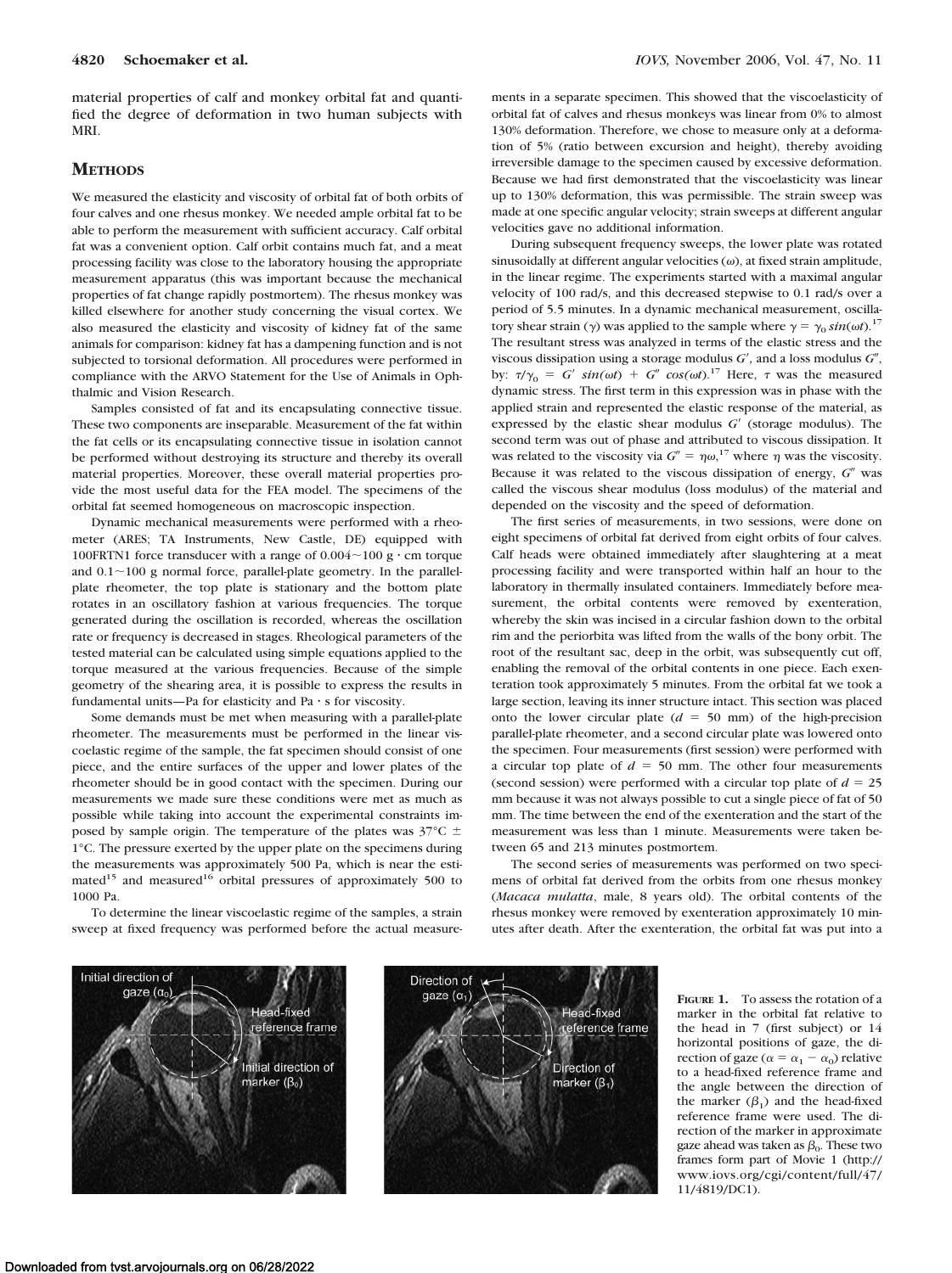material properties of calf and monkey orbital fat and quantified the degree of deformation in two human subjects with MRI.

## Methods

We measured the elasticity and viscosity of orbital fat of both orbits of four calves and one rhesus monkey. We needed ample orbital fat to be able to perform the measurement with sufficient accuracy. Calf orbital fat was a convenient option. Calf orbit contains much fat, and a meat processing facility was close to the laboratory housing the appropriate measurement apparatus (this was important because the mechanical properties of fat change rapidly postmortem). The rhesus monkey was killed elsewhere for another study concerning the visual cortex. We also measured the elasticity and viscosity of kidney fat of the same animals for comparison: kidney fat has a dampening function and is not subjected to torsional deformation. All procedures were performed in compliance with the ARVO Statement for the Use of Animals in Ophthalmic and Vision Research.

Samples consisted of fat and its encapsulating connective tissue. These two components are inseparable. Measurement of the fat within the fat cells or its encapsulating connective tissue in isolation cannot be performed without destroying its structure and thereby its overall material properties. Moreover, these overall material properties provide the most useful data for the FEA model. The specimens of the orbital fat seemed homogeneous on macroscopic inspection.

Dynamic mechanical measurements were performed with a rheometer (ARES; TA Instruments, New Castle, DE) equipped with 100FRTN1 force transducer with a range of 0.004~100 g · cm torque and 0.1~100 g normal force, parallel-plate geometry. In the parallel-plate rheometer, the top plate is stationary and the bottom plate rotates in an oscillatory fashion at various frequencies. The torque generated during the oscillation is recorded, whereas the oscillation rate or frequency is decreased in stages. Rheological parameters of the tested material can be calculated using simple equations applied to the torque measured at the various frequencies. Because of the simple geometry of the shearing area, it is possible to express the results in fundamental units—Pa for elasticity and Pa · s for viscosity.

Some demands must be met when measuring with a parallel-plate rheometer. The measurements must be performed in the linear viscoelastic regime of the sample, the fat specimen should consist of one piece, and the entire surfaces of the upper and lower plates of the rheometer should be in good contact with the specimen. During our measurements we made sure these conditions were met as much as possible while taking into account the experimental constraints imposed by sample origin. The temperature of the plates was 37°C ± 1°C. The pressure exerted by the upper plate on the specimens during the measurements was approximately 500 Pa, which is near the estimated[15] and measured[16] orbital pressures of approximately 500 to 1000 Pa.

To determine the linear viscoelastic regime of the samples, a strain sweep at fixed frequency was performed before the actual measurements in a separate specimen. This showed that the viscoelasticity of orbital fat of calves and rhesus monkeys was linear from 0% to almost 130% deformation. Therefore, we chose to measure only at a deformation of 5% (ratio between excursion and height), thereby avoiding irreversible damage to the specimen caused by excessive deformation. Because we had first demonstrated that the viscoelasticity was linear up to 130% deformation, this was permissible. The strain sweep was made at one specific angular velocity; strain sweeps at different angular velocities gave no additional information.

During subsequent frequency sweeps, the lower plate was rotated sinusoidally at different angular velocities ($\omega$), at fixed strain amplitude, in the linear regime. The experiments started with a maximal angular velocity of 100 rad/s, and this decreased stepwise to 0.1 rad/s over a period of 5.5 minutes. In a dynamic mechanical measurement, oscillatory shear strain ($\gamma$) was applied to the sample where $\gamma = \gamma_0 \sin(\omega t)$.[17] The resultant stress was analyzed in terms of the elastic stress and the viscous dissipation using a storage modulus $G'$, and a loss modulus $G''$, by: $\tau/\gamma_0 = G' \sin(\omega t) + G'' \cos(\omega t)$.[17] Here, $\tau$ was the measured dynamic stress. The first term in this expression was in phase with the applied strain and represented the elastic response of the material, as expressed by the elastic shear modulus $G'$ (storage modulus). The second term was out of phase and attributed to viscous dissipation. It was related to the viscosity via $G'' = \eta\omega$,[17] where $\eta$ was the viscosity. Because it was related to the viscous dissipation of energy, $G''$ was called the viscous shear modulus (loss modulus) of the material and depended on the viscosity and the speed of deformation.

The first series of measurements, in two sessions, were done on eight specimens of orbital fat derived from eight orbits of four calves. Calf heads were obtained immediately after slaughtering at a meat processing facility and were transported within half an hour to the laboratory in thermally insulated containers. Immediately before measurement, the orbital contents were removed by exenteration, whereby the skin was incised in a circular fashion down to the orbital rim and the periorbita was lifted from the walls of the bony orbit. The root of the resultant sac, deep in the orbit, was subsequently cut off, enabling the removal of the orbital contents in one piece. Each exenteration took approximately 5 minutes. From the orbital fat we took a large section, leaving its inner structure intact. This section was placed onto the lower circular plate ($d$ = 50 mm) of the high-precision parallel-plate rheometer, and a second circular plate was lowered onto the specimen. Four measurements (first session) were performed with a circular top plate of $d$ = 50 mm. The other four measurements (second session) were performed with a circular top plate of $d$ = 25 mm because it was not always possible to cut a single piece of fat of 50 mm. The time between the end of the exenteration and the start of the measurement was less than 1 minute. Measurements were taken between 65 and 213 minutes postmortem.

The second series of measurements was performed on two specimens of orbital fat derived from the orbits from one rhesus monkey (*Macaca mulatta*, male, 8 years old). The orbital contents of the rhesus monkey were removed by exenteration approximately 10 minutes after death. After the exenteration, the orbital fat was put into a

Initial direction of gaze ($\alpha_0$)
Head-fixed reference frame
Initial direction of marker ($\beta_0$)

Direction of gaze ($\alpha_1$)
Head-fixed reference frame
Direction of marker ($\beta_1$)

**Figure 1.** To assess the rotation of a marker in the orbital fat relative to the head in 7 (first subject) or 14 horizontal positions of gaze, the direction of gaze ($\alpha = \alpha_1 - \alpha_0$) relative to a head-fixed reference frame and the angle between the direction of the marker ($\beta_1$) and the head-fixed reference frame were used. The direction of the marker in approximate gaze ahead was taken as $\beta_0$. These two frames form part of Movie 1 (http://www.iovs.org/cgi/content/full/47/11/4819/DC1).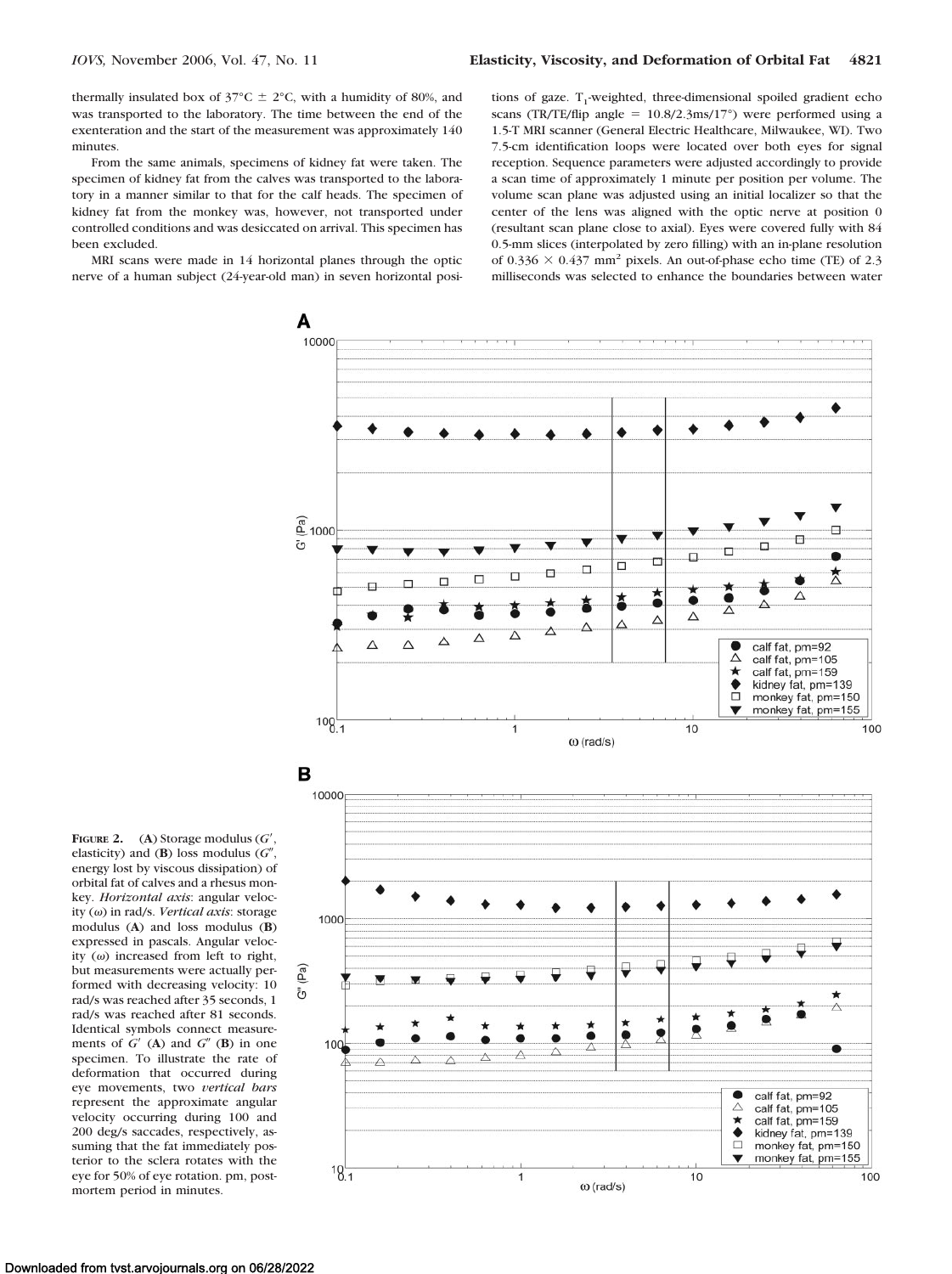thermally insulated box of 37°C ± 2°C, with a humidity of 80%, and was transported to the laboratory. The time between the end of the exenteration and the start of the measurement was approximately 140 minutes.

From the same animals, specimens of kidney fat were taken. The specimen of kidney fat from the calves was transported to the laboratory in a manner similar to that for the calf heads. The specimen of kidney fat from the monkey was, however, not transported under controlled conditions and was desiccated on arrival. This specimen has been excluded.

MRI scans were made in 14 horizontal planes through the optic nerve of a human subject (24-year-old man) in seven horizontal positions of gaze. $T_1$-weighted, three-dimensional spoiled gradient echo scans (TR/TE/flip angle = 10.8/2.3ms/17°) were performed using a 1.5-T MRI scanner (General Electric Healthcare, Milwaukee, WI). Two 7.5-cm identification loops were located over both eyes for signal reception. Sequence parameters were adjusted accordingly to provide a scan time of approximately 1 minute per position per volume. The volume scan plane was adjusted using an initial localizer so that the center of the lens was aligned with the optic nerve at position 0 (resultant scan plane close to axial). Eyes were covered fully with 84 0.5-mm slices (interpolated by zero filling) with an in-plane resolution of 0.336 × 0.437 mm² pixels. An out-of-phase echo time (TE) of 2.3 milliseconds was selected to enhance the boundaries between water

**FIGURE 2.** (**A**) Storage modulus ($G'$, elasticity) and (**B**) loss modulus ($G''$, energy lost by viscous dissipation) of orbital fat of calves and a rhesus monkey. *Horizontal axis*: angular velocity ($\omega$) in rad/s. *Vertical axis*: storage modulus (**A**) and loss modulus (**B**) expressed in pascals. Angular velocity ($\omega$) increased from left to right, but measurements were actually performed with decreasing velocity: 10 rad/s was reached after 35 seconds, 1 rad/s was reached after 81 seconds. Identical symbols connect measurements of $G'$ (**A**) and $G''$ (**B**) in one specimen. To illustrate the rate of deformation that occurred during eye movements, two *vertical bars* represent the approximate angular velocity occurring during 100 and 200 deg/s saccades, respectively, assuming that the fat immediately posterior to the sclera rotates with the eye for 50% of eye rotation. pm, postmortem period in minutes.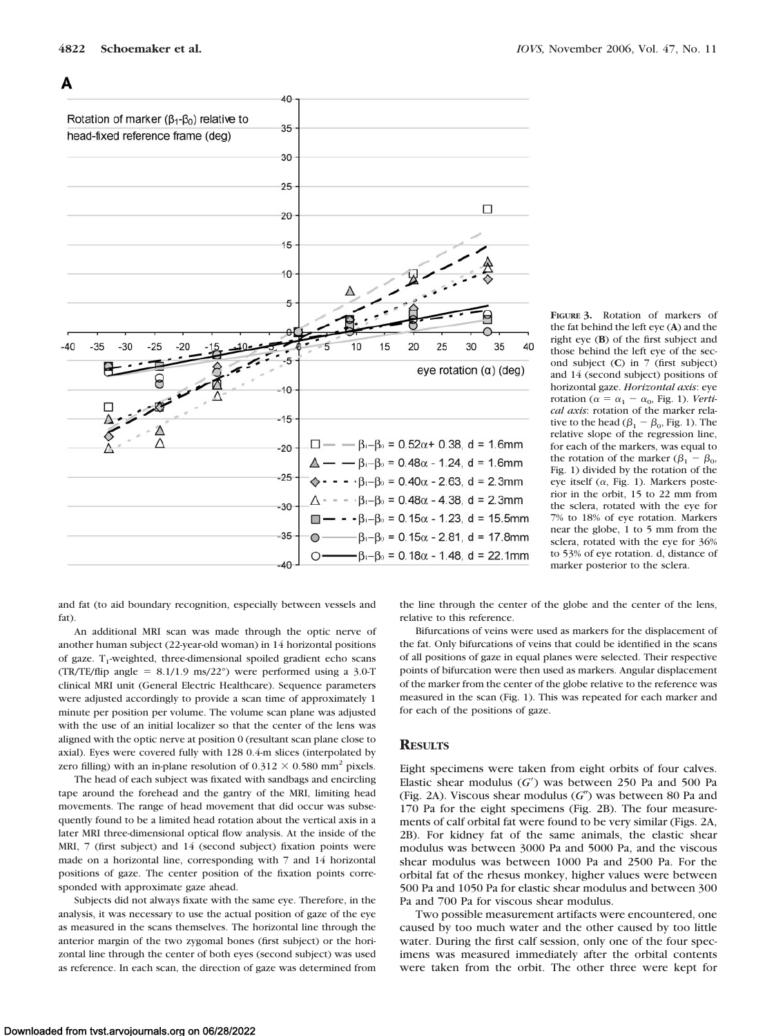**A**

**FIGURE 3.** Rotation of markers of the fat behind the left eye (**A**) and the right eye (**B**) of the first subject and those behind the left eye of the second subject (**C**) in 7 (first subject) and 14 (second subject) positions of horizontal gaze. *Horizontal axis*: eye rotation ($\alpha = \alpha_1 - \alpha_0$, Fig. 1). *Vertical axis*: rotation of the marker relative to the head ($\beta_1 - \beta_0$, Fig. 1). The relative slope of the regression line, for each of the markers, was equal to the rotation of the marker ($\beta_1 - \beta_0$, Fig. 1) divided by the rotation of the eye itself ($\alpha$, Fig. 1). Markers posterior in the orbit, 15 to 22 mm from the sclera, rotated with the eye for 7% to 18% of eye rotation. Markers near the globe, 1 to 5 mm from the sclera, rotated with the eye for 36% to 53% of eye rotation. d, distance of marker posterior to the sclera.

and fat (to aid boundary recognition, especially between vessels and fat).

An additional MRI scan was made through the optic nerve of another human subject (22-year-old woman) in 14 horizontal positions of gaze. $T_1$-weighted, three-dimensional spoiled gradient echo scans (TR/TE/flip angle = 8.1/1.9 ms/22°) were performed using a 3.0-T clinical MRI unit (General Electric Healthcare). Sequence parameters were adjusted accordingly to provide a scan time of approximately 1 minute per position per volume. The volume scan plane was adjusted with the use of an initial localizer so that the center of the lens was aligned with the optic nerve at position 0 (resultant scan plane close to axial). Eyes were covered fully with 128 0.4-m slices (interpolated by zero filling) with an in-plane resolution of $0.312 \times 0.580$ mm$^2$ pixels.

The head of each subject was fixated with sandbags and encircling tape around the forehead and the gantry of the MRI, limiting head movements. The range of head movement that did occur was subsequently found to be a limited head rotation about the vertical axis in a later MRI three-dimensional optical flow analysis. At the inside of the MRI, 7 (first subject) and 14 (second subject) fixation points were made on a horizontal line, corresponding with 7 and 14 horizontal positions of gaze. The center position of the fixation points corresponded with approximate gaze ahead.

Subjects did not always fixate with the same eye. Therefore, in the analysis, it was necessary to use the actual position of gaze of the eye as measured in the scans themselves. The horizontal line through the anterior margin of the two zygomal bones (first subject) or the horizontal line through the center of both eyes (second subject) was used as reference. In each scan, the direction of gaze was determined from the line through the center of the globe and the center of the lens, relative to this reference.

Bifurcations of veins were used as markers for the displacement of the fat. Only bifurcations of veins that could be identified in the scans of all positions of gaze in equal planes were selected. Their respective points of bifurcation were then used as markers. Angular displacement of the marker from the center of the globe relative to the reference was measured in the scan (Fig. 1). This was repeated for each marker and for each of the positions of gaze.

## RESULTS

Eight specimens were taken from eight orbits of four calves. Elastic shear modulus ($G'$) was between 250 Pa and 500 Pa (Fig. 2A). Viscous shear modulus ($G''$) was between 80 Pa and 170 Pa for the eight specimens (Fig. 2B). The four measurements of calf orbital fat were found to be very similar (Figs. 2A, 2B). For kidney fat of the same animals, the elastic shear modulus was between 3000 Pa and 5000 Pa, and the viscous shear modulus was between 1000 Pa and 2500 Pa. For the orbital fat of the rhesus monkey, higher values were between 500 Pa and 1050 Pa for elastic shear modulus and between 300 Pa and 700 Pa for viscous shear modulus.

Two possible measurement artifacts were encountered, one caused by too much water and the other caused by too little water. During the first calf session, only one of the four specimens was measured immediately after the orbital contents were taken from the orbit. The other three were kept for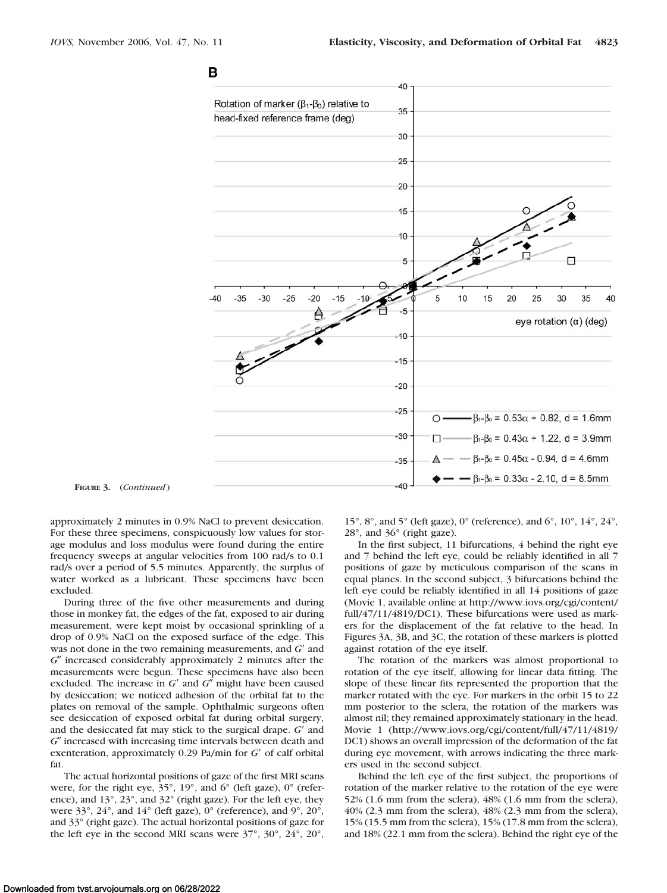**FIGURE 3.** (*Continued*)

approximately 2 minutes in 0.9% NaCl to prevent desiccation. For these three specimens, conspicuously low values for storage modulus and loss modulus were found during the entire frequency sweeps at angular velocities from 100 rad/s to 0.1 rad/s over a period of 5.5 minutes. Apparently, the surplus of water worked as a lubricant. These specimens have been excluded.

During three of the five other measurements and during those in monkey fat, the edges of the fat, exposed to air during measurement, were kept moist by occasional sprinkling of a drop of 0.9% NaCl on the exposed surface of the edge. This was not done in the two remaining measurements, and $G'$ and $G''$ increased considerably approximately 2 minutes after the measurements were begun. These specimens have also been excluded. The increase in $G'$ and $G''$ might have been caused by desiccation; we noticed adhesion of the orbital fat to the plates on removal of the sample. Ophthalmic surgeons often see desiccation of exposed orbital fat during orbital surgery, and the desiccated fat may stick to the surgical drape. $G'$ and $G''$ increased with increasing time intervals between death and exenteration, approximately 0.29 Pa/min for $G'$ of calf orbital fat.

The actual horizontal positions of gaze of the first MRI scans were, for the right eye, 35°, 19°, and 6° (left gaze), 0° (reference), and 13°, 23°, and 32° (right gaze). For the left eye, they were 33°, 24°, and 14° (left gaze), 0° (reference), and 9°, 20°, and 33° (right gaze). The actual horizontal positions of gaze for the left eye in the second MRI scans were 37°, 30°, 24°, 20°, 15°, 8°, and 5° (left gaze), 0° (reference), and 6°, 10°, 14°, 24°, 28°, and 36° (right gaze).

In the first subject, 11 bifurcations, 4 behind the right eye and 7 behind the left eye, could be reliably identified in all 7 positions of gaze by meticulous comparison of the scans in equal planes. In the second subject, 3 bifurcations behind the left eye could be reliably identified in all 14 positions of gaze (Movie 1, available online at http://www.iovs.org/cgi/content/full/47/11/4819/DC1). These bifurcations were used as markers for the displacement of the fat relative to the head. In Figures 3A, 3B, and 3C, the rotation of these markers is plotted against rotation of the eye itself.

The rotation of the markers was almost proportional to rotation of the eye itself, allowing for linear data fitting. The slope of these linear fits represented the proportion that the marker rotated with the eye. For markers in the orbit 15 to 22 mm posterior to the sclera, the rotation of the markers was almost nil; they remained approximately stationary in the head. Movie 1 (http://www.iovs.org/cgi/content/full/47/11/4819/DC1) shows an overall impression of the deformation of the fat during eye movement, with arrows indicating the three markers used in the second subject.

Behind the left eye of the first subject, the proportions of rotation of the marker relative to the rotation of the eye were 52% (1.6 mm from the sclera), 48% (1.6 mm from the sclera), 40% (2.3 mm from the sclera), 48% (2.3 mm from the sclera), 15% (15.5 mm from the sclera), 15% (17.8 mm from the sclera), and 18% (22.1 mm from the sclera). Behind the right eye of the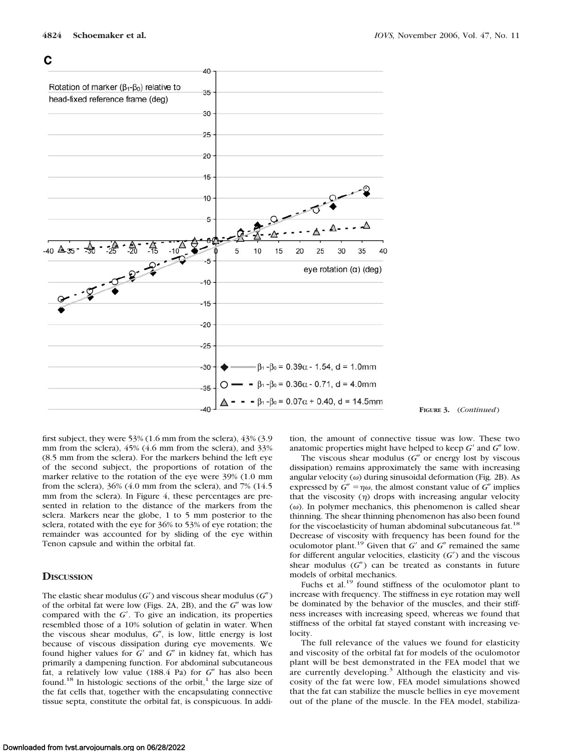**C**

Rotation of marker ($\beta_1$-$\beta_0$) relative to head-fixed reference frame (deg)

eye rotation ($\alpha$) (deg)

$\beta_1 - \beta_0 = 0.39\alpha - 1.54$, d = 1.0mm

$\beta_1 - \beta_0 = 0.36\alpha - 0.71$, d = 4.0mm

$\beta_1 - \beta_0 = 0.07\alpha + 0.40$, d = 14.5mm

**Figure 3.** (*Continued*)

first subject, they were 53% (1.6 mm from the sclera), 43% (3.9 mm from the sclera), 45% (4.6 mm from the sclera), and 33% (8.5 mm from the sclera). For the markers behind the left eye of the second subject, the proportions of rotation of the marker relative to the rotation of the eye were 39% (1.0 mm from the sclera), 36% (4.0 mm from the sclera), and 7% (14.5 mm from the sclera). In Figure 4, these percentages are presented in relation to the distance of the markers from the sclera. Markers near the globe, 1 to 5 mm posterior to the sclera, rotated with the eye for 36% to 53% of eye rotation; the remainder was accounted for by sliding of the eye within Tenon capsule and within the orbital fat.

## Discussion

The elastic shear modulus ($G'$) and viscous shear modulus ($G''$) of the orbital fat were low (Figs. 2A, 2B), and the $G''$ was low compared with the $G'$. To give an indication, its properties resembled those of a 10% solution of gelatin in water. When the viscous shear modulus, $G''$, is low, little energy is lost because of viscous dissipation during eye movements. We found higher values for $G'$ and $G''$ in kidney fat, which has primarily a dampening function. For abdominal subcutaneous fat, a relatively low value (188.4 Pa) for $G''$ has also been found.[18] In histologic sections of the orbit,[1] the large size of the fat cells that, together with the encapsulating connective tissue septa, constitute the orbital fat, is conspicuous. In addition, the amount of connective tissue was low. These two anatomic properties might have helped to keep $G'$ and $G''$ low.

The viscous shear modulus ($G''$ or energy lost by viscous dissipation) remains approximately the same with increasing angular velocity ($\omega$) during sinusoidal deformation (Fig. 2B). As expressed by $G'' = \eta\omega$, the almost constant value of $G''$ implies that the viscosity ($\eta$) drops with increasing angular velocity ($\omega$). In polymer mechanics, this phenomenon is called shear thinning. The shear thinning phenomenon has also been found for the viscoelasticity of human abdominal subcutaneous fat.[18] Decrease of viscosity with frequency has been found for the oculomotor plant.[19] Given that $G'$ and $G''$ remained the same for different angular velocities, elasticity ($G'$) and the viscous shear modulus ($G''$) can be treated as constants in future models of orbital mechanics.

Fuchs et al.[19] found stiffness of the oculomotor plant to increase with frequency. The stiffness in eye rotation may well be dominated by the behavior of the muscles, and their stiffness increases with increasing speed, whereas we found that stiffness of the orbital fat stayed constant with increasing velocity.

The full relevance of the values we found for elasticity and viscosity of the orbital fat for models of the oculomotor plant will be best demonstrated in the FEA model that we are currently developing.[3] Although the elasticity and viscosity of the fat were low, FEA model simulations showed that the fat can stabilize the muscle bellies in eye movement out of the plane of the muscle. In the FEA model, stabiliza-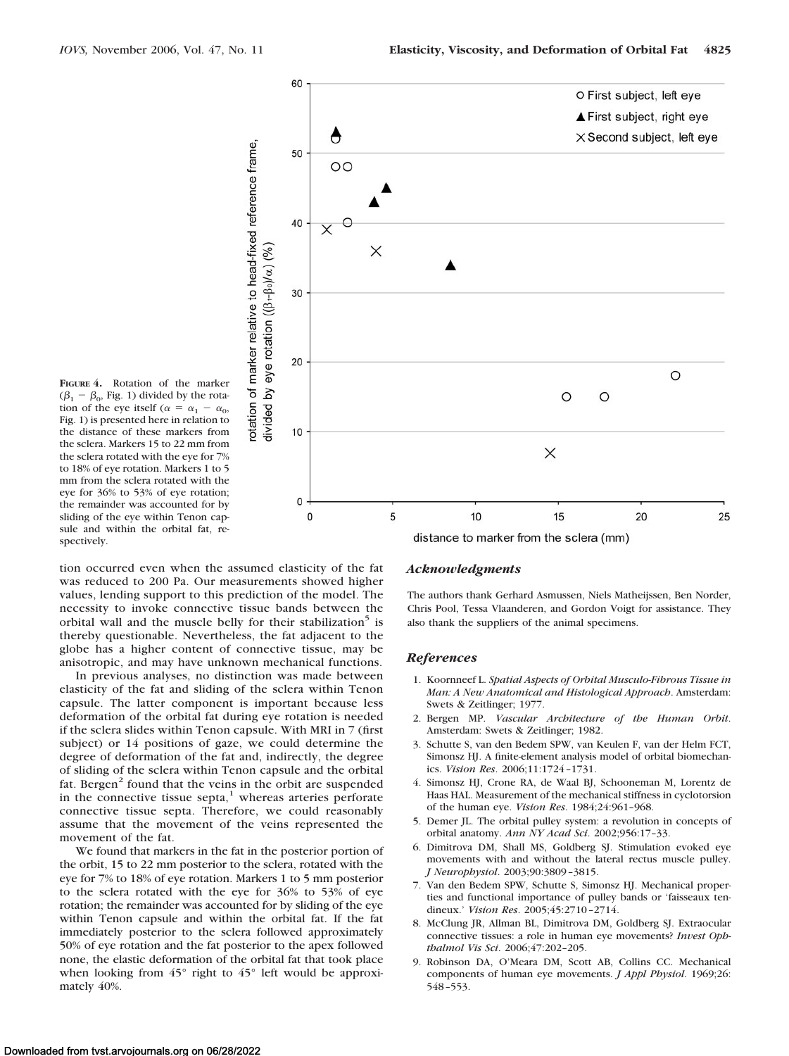**Figure 4.** Rotation of the marker ($\beta_1 - \beta_0$, Fig. 1) divided by the rotation of the eye itself ($\alpha = \alpha_1 - \alpha_0$, Fig. 1) is presented here in relation to the distance of these markers from the sclera. Markers 15 to 22 mm from the sclera rotated with the eye for 7% to 18% of eye rotation. Markers 1 to 5 mm from the sclera rotated with the eye for 36% to 53% of eye rotation; the remainder was accounted for by sliding of the eye within Tenon capsule and within the orbital fat, respectively.

tion occurred even when the assumed elasticity of the fat was reduced to 200 Pa. Our measurements showed higher values, lending support to this prediction of the model. The necessity to invoke connective tissue bands between the orbital wall and the muscle belly for their stabilization[5] is thereby questionable. Nevertheless, the fat adjacent to the globe has a higher content of connective tissue, may be anisotropic, and may have unknown mechanical functions.

In previous analyses, no distinction was made between elasticity of the fat and sliding of the sclera within Tenon capsule. The latter component is important because less deformation of the orbital fat during eye rotation is needed if the sclera slides within Tenon capsule. With MRI in 7 (first subject) or 14 positions of gaze, we could determine the degree of deformation of the fat and, indirectly, the degree of sliding of the sclera within Tenon capsule and the orbital fat. Bergen[2] found that the veins in the orbit are suspended in the connective tissue septa,[1] whereas arteries perforate connective tissue septa. Therefore, we could reasonably assume that the movement of the veins represented the movement of the fat.

We found that markers in the fat in the posterior portion of the orbit, 15 to 22 mm posterior to the sclera, rotated with the eye for 7% to 18% of eye rotation. Markers 1 to 5 mm posterior to the sclera rotated with the eye for 36% to 53% of eye rotation; the remainder was accounted for by sliding of the eye within Tenon capsule and within the orbital fat. If the fat immediately posterior to the sclera followed approximately 50% of eye rotation and the fat posterior to the apex followed none, the elastic deformation of the orbital fat that took place when looking from 45° right to 45° left would be approximately 40%.

### *Acknowledgments*

The authors thank Gerhard Asmussen, Niels Matheijssen, Ben Norder, Chris Pool, Tessa Vlaanderen, and Gordon Voigt for assistance. They also thank the suppliers of the animal specimens.

### *References*

1. Koornneef L. *Spatial Aspects of Orbital Musculo-Fibrous Tissue in Man: A New Anatomical and Histological Approach*. Amsterdam: Swets & Zeitlinger; 1977.
2. Bergen MP. *Vascular Architecture of the Human Orbit*. Amsterdam: Swets & Zeitlinger; 1982.
3. Schutte S, van den Bedem SPW, van Keulen F, van der Helm FCT, Simonsz HJ. A finite-element analysis model of orbital biomechanics. *Vision Res*. 2006;11:1724–1731.
4. Simonsz HJ, Crone RA, de Waal BJ, Schooneman M, Lorentz de Haas HAL. Measurement of the mechanical stiffness in cyclotorsion of the human eye. *Vision Res*. 1984;24:961–968.
5. Demer JL. The orbital pulley system: a revolution in concepts of orbital anatomy. *Ann NY Acad Sci*. 2002;956:17–33.
6. Dimitrova DM, Shall MS, Goldberg SJ. Stimulation evoked eye movements with and without the lateral rectus muscle pulley. *J Neurophysiol*. 2003;90:3809–3815.
7. Van den Bedem SPW, Schutte S, Simonsz HJ. Mechanical properties and functional importance of pulley bands or 'faisseaux tendineux.' *Vision Res*. 2005;45:2710–2714.
8. McClung JR, Allman BL, Dimitrova DM, Goldberg SJ. Extraocular connective tissues: a role in human eye movements? *Invest Ophthalmol Vis Sci*. 2006;47:202–205.
9. Robinson DA, O'Meara DM, Scott AB, Collins CC. Mechanical components of human eye movements. *J Appl Physiol*. 1969;26:548–553.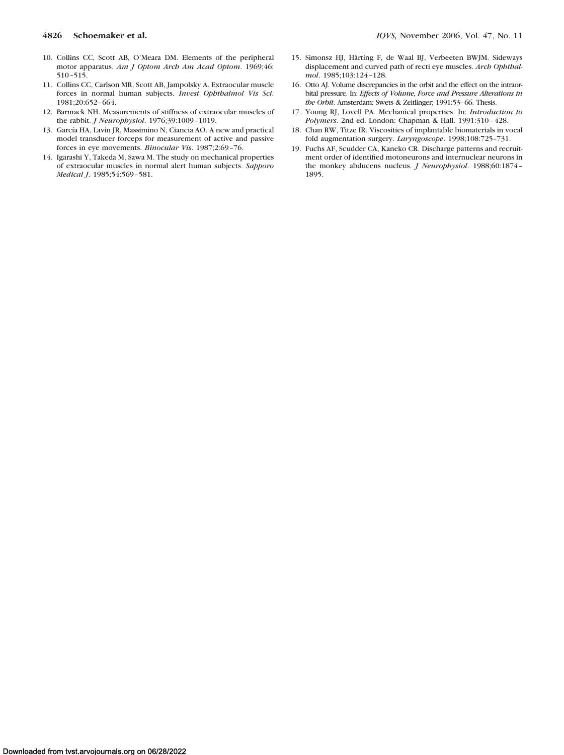10. Collins CC, Scott AB, O'Meara DM. Elements of the peripheral motor apparatus. *Am J Optom Arch Am Acad Optom*. 1969;46: 510–515.
11. Collins CC, Carlson MR, Scott AB, Jampolsky A. Extraocular muscle forces in normal human subjects. *Invest Ophthalmol Vis Sci*. 1981;20:652–664.
12. Barmack NH. Measurements of stiffness of extraocular muscles of the rabbit. *J Neurophysiol*. 1976;39:1009–1019.
13. García HA, Lavin JR, Massimino N, Ciancia AO. A new and practical model transducer forceps for measurement of active and passive forces in eye movements. *Binocular Vis*. 1987;2:69–76.
14. Igarashi Y, Takeda M, Sawa M. The study on mechanical properties of extraocular muscles in normal alert human subjects. *Sapporo Medical J*. 1985;54:569–581.
15. Simonsz HJ, Härting F, de Waal BJ, Verbeeten BWJM. Sideways displacement and curved path of recti eye muscles. *Arch Ophthalmol*. 1985;103:124–128.
16. Otto AJ. Volume discrepancies in the orbit and the effect on the intraorbital pressure. In: *Effects of Volume, Force and Pressure Alterations in the Orbit*. Amsterdam: Swets & Zeitlinger; 1991:53–66. Thesis.
17. Young RJ, Lovell PA. Mechanical properties. In: *Introduction to Polymers*. 2nd ed. London: Chapman & Hall. 1991:310–428.
18. Chan RW, Titze IR. Viscosities of implantable biomaterials in vocal fold augmentation surgery. *Laryngoscope*. 1998;108:725–731.
19. Fuchs AF, Scudder CA, Kaneko CR. Discharge patterns and recruitment order of identified motoneurons and internuclear neurons in the monkey abducens nucleus. *J Neurophysiol*. 1988;60:1874–1895.